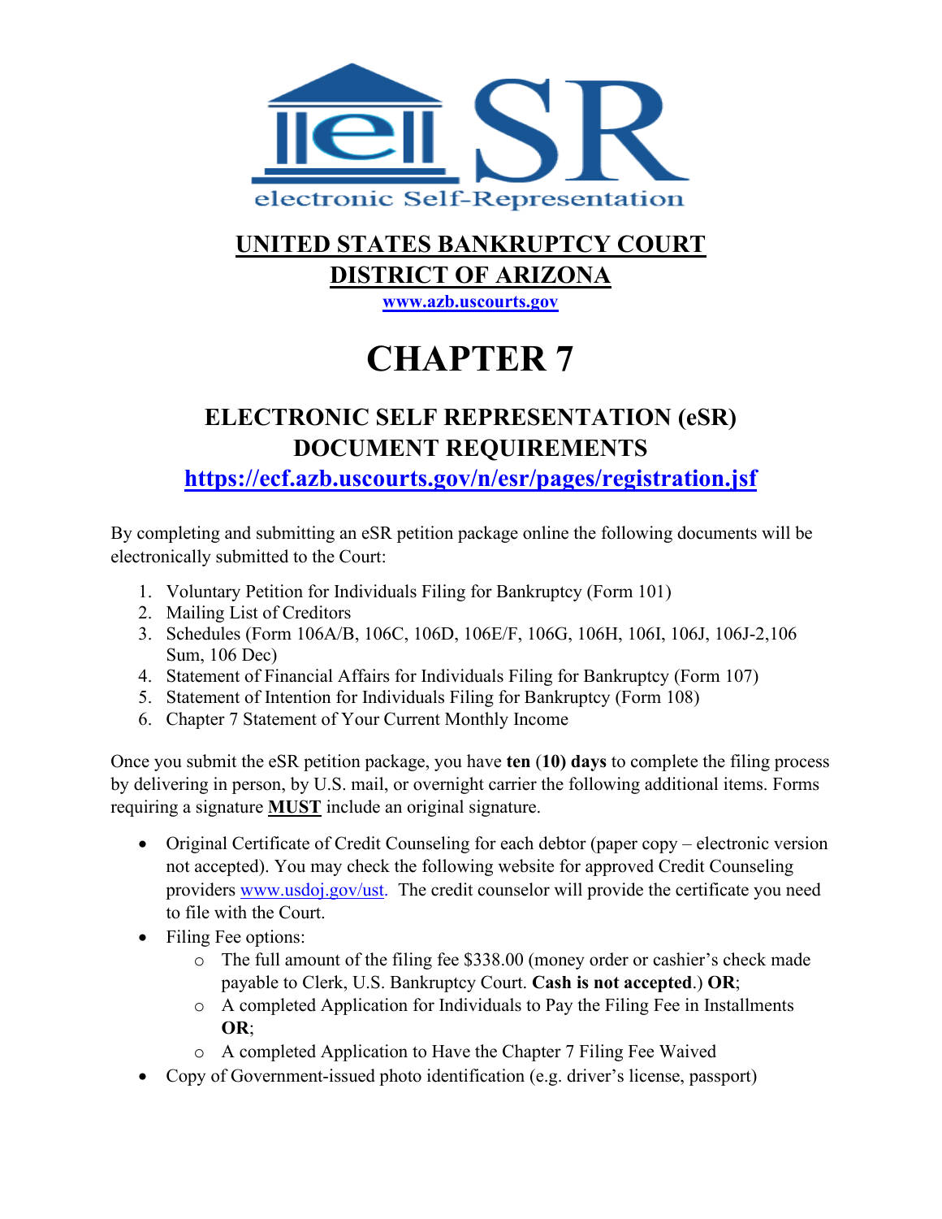electronic Self-Representation

# UNITED STATES BANKRUPTCY COURT
# DISTRICT OF ARIZONA

www.azb.uscourts.gov

# CHAPTER 7

## ELECTRONIC SELF REPRESENTATION (eSR) DOCUMENT REQUIREMENTS

https://ecf.azb.uscourts.gov/n/esr/pages/registration.jsf

By completing and submitting an eSR petition package online the following documents will be electronically submitted to the Court:

1. Voluntary Petition for Individuals Filing for Bankruptcy (Form 101)
2. Mailing List of Creditors
3. Schedules (Form 106A/B, 106C, 106D, 106E/F, 106G, 106H, 106I, 106J, 106J-2,106 Sum, 106 Dec)
4. Statement of Financial Affairs for Individuals Filing for Bankruptcy (Form 107)
5. Statement of Intention for Individuals Filing for Bankruptcy (Form 108)
6. Chapter 7 Statement of Your Current Monthly Income

Once you submit the eSR petition package, you have **ten** (**10**) **days** to complete the filing process by delivering in person, by U.S. mail, or overnight carrier the following additional items. Forms requiring a signature **MUST** include an original signature.

- Original Certificate of Credit Counseling for each debtor (paper copy – electronic version not accepted). You may check the following website for approved Credit Counseling providers www.usdoj.gov/ust. The credit counselor will provide the certificate you need to file with the Court.
- Filing Fee options:
  - The full amount of the filing fee $338.00 (money order or cashier's check made payable to Clerk, U.S. Bankruptcy Court. **Cash is not accepted**.) **OR**;
  - A completed Application for Individuals to Pay the Filing Fee in Installments **OR**;
  - A completed Application to Have the Chapter 7 Filing Fee Waived
- Copy of Government-issued photo identification (e.g. driver's license, passport)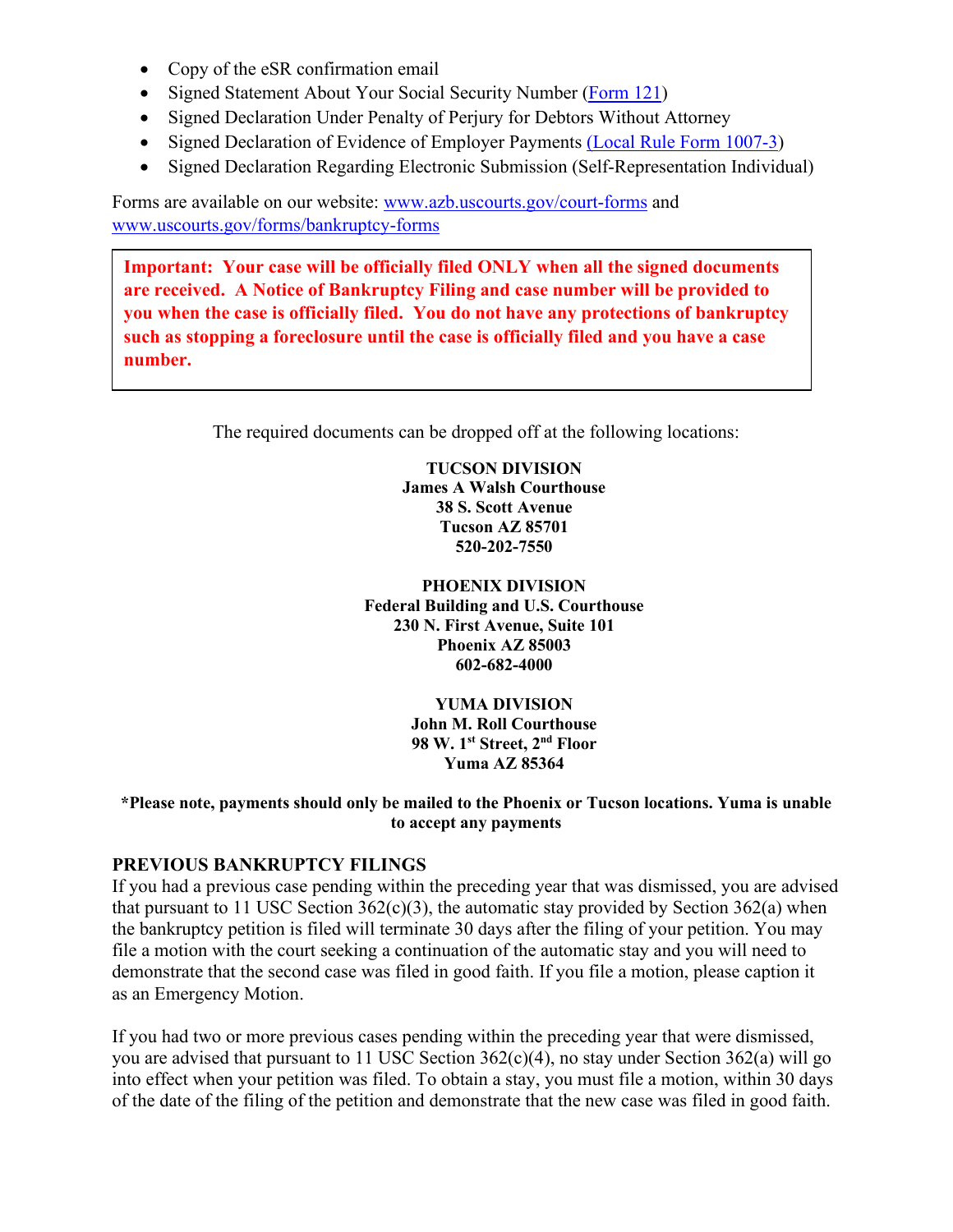- Copy of the eSR confirmation email
- Signed Statement About Your Social Security Number (Form 121)
- Signed Declaration Under Penalty of Perjury for Debtors Without Attorney
- Signed Declaration of Evidence of Employer Payments (Local Rule Form 1007-3)
- Signed Declaration Regarding Electronic Submission (Self-Representation Individual)

Forms are available on our website: www.azb.uscourts.gov/court-forms and www.uscourts.gov/forms/bankruptcy-forms

**Important: Your case will be officially filed ONLY when all the signed documents are received. A Notice of Bankruptcy Filing and case number will be provided to you when the case is officially filed. You do not have any protections of bankruptcy such as stopping a foreclosure until the case is officially filed and you have a case number.**

The required documents can be dropped off at the following locations:

**TUCSON DIVISION**
**James A Walsh Courthouse**
**38 S. Scott Avenue**
**Tucson AZ 85701**
**520-202-7550**

**PHOENIX DIVISION**
**Federal Building and U.S. Courthouse**
**230 N. First Avenue, Suite 101**
**Phoenix AZ 85003**
**602-682-4000**

**YUMA DIVISION**
**John M. Roll Courthouse**
**98 W. 1st Street, 2nd Floor**
**Yuma AZ 85364**

**\*Please note, payments should only be mailed to the Phoenix or Tucson locations. Yuma is unable to accept any payments**

## PREVIOUS BANKRUPTCY FILINGS

If you had a previous case pending within the preceding year that was dismissed, you are advised that pursuant to 11 USC Section 362(c)(3), the automatic stay provided by Section 362(a) when the bankruptcy petition is filed will terminate 30 days after the filing of your petition. You may file a motion with the court seeking a continuation of the automatic stay and you will need to demonstrate that the second case was filed in good faith. If you file a motion, please caption it as an Emergency Motion.

If you had two or more previous cases pending within the preceding year that were dismissed, you are advised that pursuant to 11 USC Section 362(c)(4), no stay under Section 362(a) will go into effect when your petition was filed. To obtain a stay, you must file a motion, within 30 days of the date of the filing of the petition and demonstrate that the new case was filed in good faith.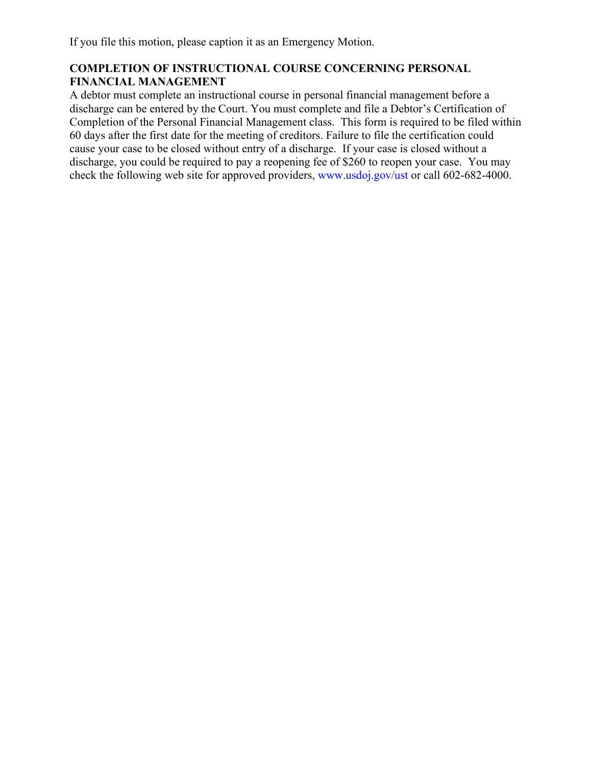If you file this motion, please caption it as an Emergency Motion.

**COMPLETION OF INSTRUCTIONAL COURSE CONCERNING PERSONAL FINANCIAL MANAGEMENT**

A debtor must complete an instructional course in personal financial management before a discharge can be entered by the Court. You must complete and file a Debtor's Certification of Completion of the Personal Financial Management class. This form is required to be filed within 60 days after the first date for the meeting of creditors. Failure to file the certification could cause your case to be closed without entry of a discharge. If your case is closed without a discharge, you could be required to pay a reopening fee of $260 to reopen your case. You may check the following web site for approved providers, www.usdoj.gov/ust or call 602-682-4000.